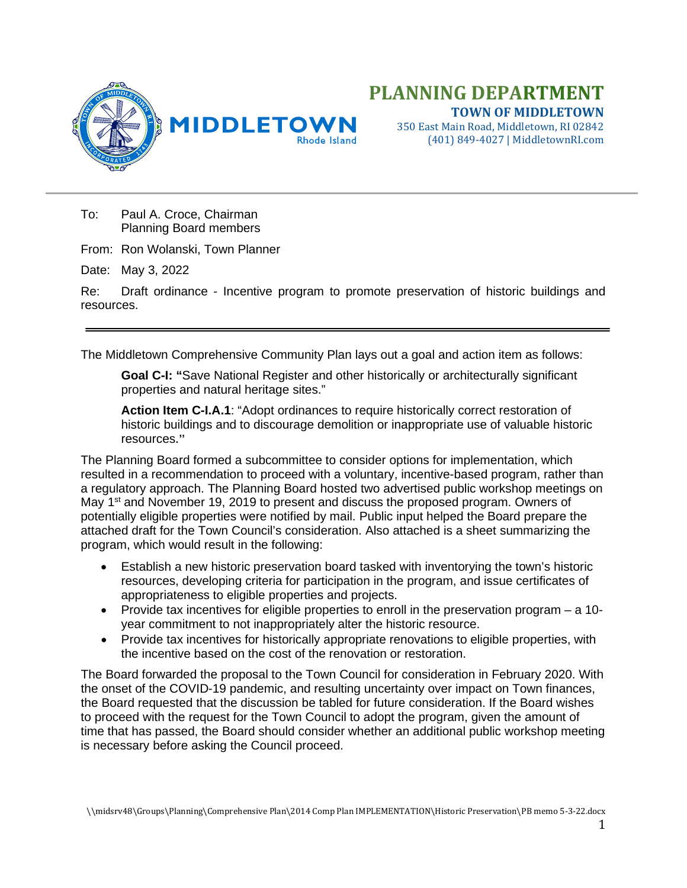# PLANNING DEPARTMENT

**TOWN OF MIDDLETOWN**
350 East Main Road, Middletown, RI 02842
(401) 849-4027 | MiddletownRI.com

MIDDLETOWN
Rhode Island

---

To: Paul A. Croce, Chairman
Planning Board members

From: Ron Wolanski, Town Planner

Date: May 3, 2022

Re: Draft ordinance - Incentive program to promote preservation of historic buildings and resources.

---

The Middletown Comprehensive Community Plan lays out a goal and action item as follows:

> **Goal C-I: "**Save National Register and other historically or architecturally significant properties and natural heritage sites."
>
> **Action Item C-I.A.1**: "Adopt ordinances to require historically correct restoration of historic buildings and to discourage demolition or inappropriate use of valuable historic resources.**"**

The Planning Board formed a subcommittee to consider options for implementation, which resulted in a recommendation to proceed with a voluntary, incentive-based program, rather than a regulatory approach. The Planning Board hosted two advertised public workshop meetings on May 1st and November 19, 2019 to present and discuss the proposed program. Owners of potentially eligible properties were notified by mail. Public input helped the Board prepare the attached draft for the Town Council's consideration. Also attached is a sheet summarizing the program, which would result in the following:

- Establish a new historic preservation board tasked with inventorying the town's historic resources, developing criteria for participation in the program, and issue certificates of appropriateness to eligible properties and projects.
- Provide tax incentives for eligible properties to enroll in the preservation program – a 10-year commitment to not inappropriately alter the historic resource.
- Provide tax incentives for historically appropriate renovations to eligible properties, with the incentive based on the cost of the renovation or restoration.

The Board forwarded the proposal to the Town Council for consideration in February 2020. With the onset of the COVID-19 pandemic, and resulting uncertainty over impact on Town finances, the Board requested that the discussion be tabled for future consideration. If the Board wishes to proceed with the request for the Town Council to adopt the program, given the amount of time that has passed, the Board should consider whether an additional public workshop meeting is necessary before asking the Council proceed.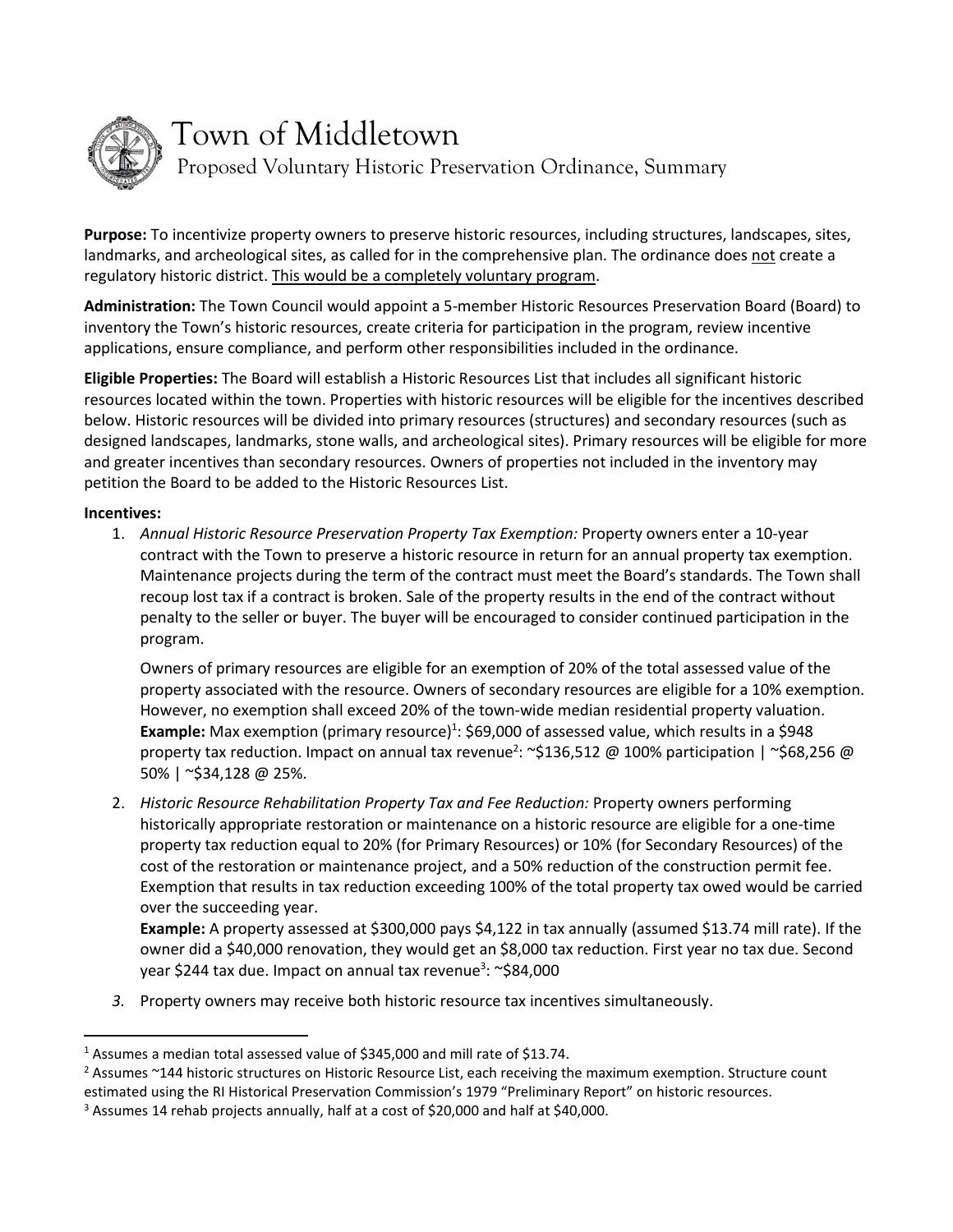# Town of Middletown

## Proposed Voluntary Historic Preservation Ordinance, Summary

**Purpose:** To incentivize property owners to preserve historic resources, including structures, landscapes, sites, landmarks, and archeological sites, as called for in the comprehensive plan. The ordinance does not create a regulatory historic district. This would be a completely voluntary program.

**Administration:** The Town Council would appoint a 5-member Historic Resources Preservation Board (Board) to inventory the Town's historic resources, create criteria for participation in the program, review incentive applications, ensure compliance, and perform other responsibilities included in the ordinance.

**Eligible Properties:** The Board will establish a Historic Resources List that includes all significant historic resources located within the town. Properties with historic resources will be eligible for the incentives described below. Historic resources will be divided into primary resources (structures) and secondary resources (such as designed landscapes, landmarks, stone walls, and archeological sites). Primary resources will be eligible for more and greater incentives than secondary resources. Owners of properties not included in the inventory may petition the Board to be added to the Historic Resources List.

**Incentives:**

1. *Annual Historic Resource Preservation Property Tax Exemption:* Property owners enter a 10-year contract with the Town to preserve a historic resource in return for an annual property tax exemption. Maintenance projects during the term of the contract must meet the Board's standards. The Town shall recoup lost tax if a contract is broken. Sale of the property results in the end of the contract without penalty to the seller or buyer. The buyer will be encouraged to consider continued participation in the program.

   Owners of primary resources are eligible for an exemption of 20% of the total assessed value of the property associated with the resource. Owners of secondary resources are eligible for a 10% exemption. However, no exemption shall exceed 20% of the town-wide median residential property valuation. **Example:** Max exemption (primary resource)[1]: $69,000 of assessed value, which results in a $948 property tax reduction. Impact on annual tax revenue[2]: ~$136,512 @ 100% participation | ~$68,256 @ 50% | ~$34,128 @ 25%.

2. *Historic Resource Rehabilitation Property Tax and Fee Reduction:* Property owners performing historically appropriate restoration or maintenance on a historic resource are eligible for a one-time property tax reduction equal to 20% (for Primary Resources) or 10% (for Secondary Resources) of the cost of the restoration or maintenance project, and a 50% reduction of the construction permit fee. Exemption that results in tax reduction exceeding 100% of the total property tax owed would be carried over the succeeding year.
   **Example:** A property assessed at $300,000 pays $4,122 in tax annually (assumed $13.74 mill rate). If the owner did a $40,000 renovation, they would get an $8,000 tax reduction. First year no tax due. Second year $244 tax due. Impact on annual tax revenue[3]: ~$84,000

3. Property owners may receive both historic resource tax incentives simultaneously.

---

[1] Assumes a median total assessed value of $345,000 and mill rate of $13.74.

[2] Assumes ~144 historic structures on Historic Resource List, each receiving the maximum exemption. Structure count estimated using the RI Historical Preservation Commission's 1979 "Preliminary Report" on historic resources.

[3] Assumes 14 rehab projects annually, half at a cost of $20,000 and half at $40,000.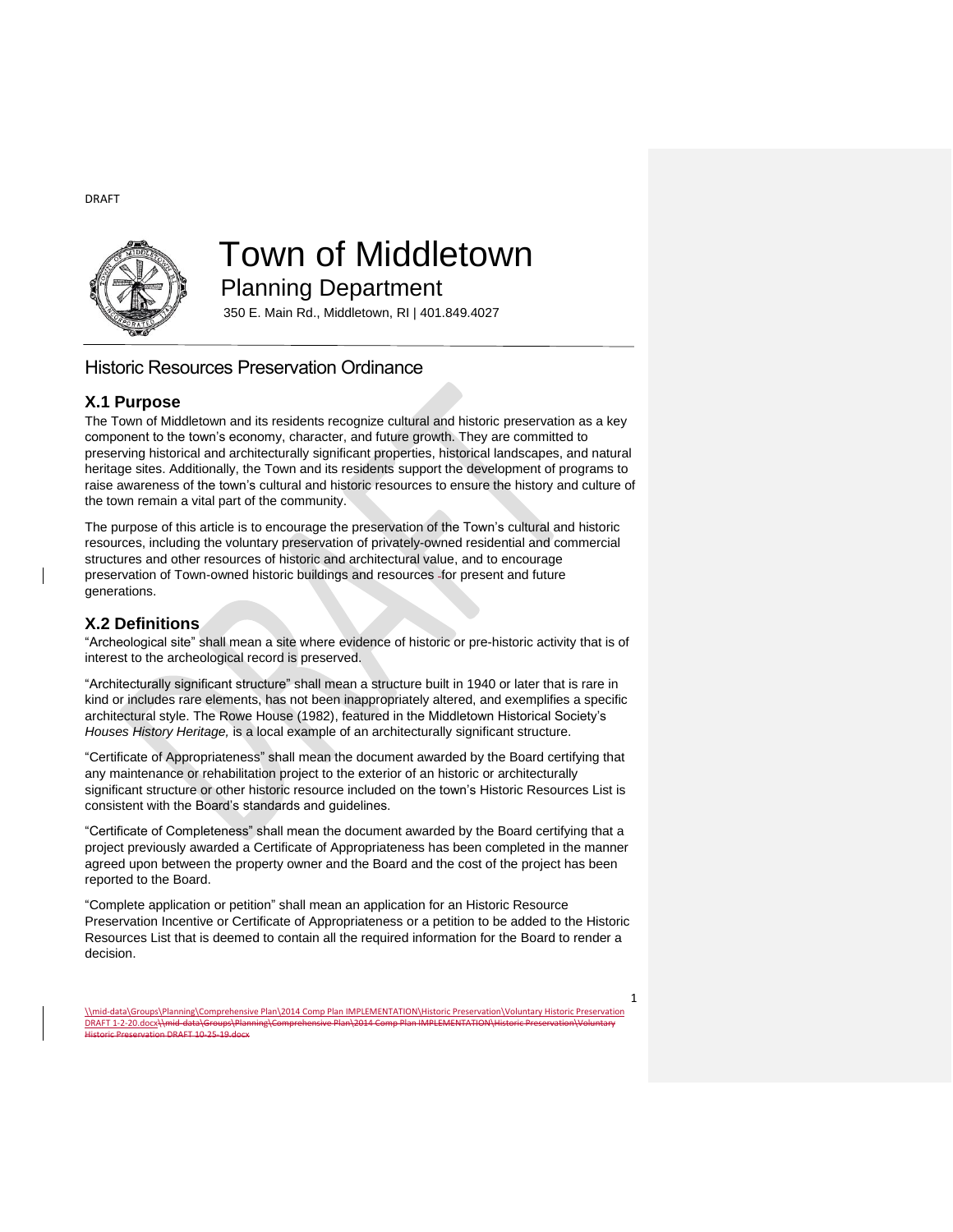DRAFT

# Town of Middletown

## Planning Department

350 E. Main Rd., Middletown, RI | 401.849.4027

## Historic Resources Preservation Ordinance

### X.1 Purpose

The Town of Middletown and its residents recognize cultural and historic preservation as a key component to the town's economy, character, and future growth. They are committed to preserving historical and architecturally significant properties, historical landscapes, and natural heritage sites. Additionally, the Town and its residents support the development of programs to raise awareness of the town's cultural and historic resources to ensure the history and culture of the town remain a vital part of the community.

The purpose of this article is to encourage the preservation of the Town's cultural and historic resources, including the voluntary preservation of privately-owned residential and commercial structures and other resources of historic and architectural value, and to encourage preservation of Town-owned historic buildings and resources for present and future generations.

### X.2 Definitions

"Archeological site" shall mean a site where evidence of historic or pre-historic activity that is of interest to the archeological record is preserved.

"Architecturally significant structure" shall mean a structure built in 1940 or later that is rare in kind or includes rare elements, has not been inappropriately altered, and exemplifies a specific architectural style. The Rowe House (1982), featured in the Middletown Historical Society's *Houses History Heritage,* is a local example of an architecturally significant structure.

"Certificate of Appropriateness" shall mean the document awarded by the Board certifying that any maintenance or rehabilitation project to the exterior of an historic or architecturally significant structure or other historic resource included on the town's Historic Resources List is consistent with the Board's standards and guidelines.

"Certificate of Completeness" shall mean the document awarded by the Board certifying that a project previously awarded a Certificate of Appropriateness has been completed in the manner agreed upon between the property owner and the Board and the cost of the project has been reported to the Board.

"Complete application or petition" shall mean an application for an Historic Resource Preservation Incentive or Certificate of Appropriateness or a petition to be added to the Historic Resources List that is deemed to contain all the required information for the Board to render a decision.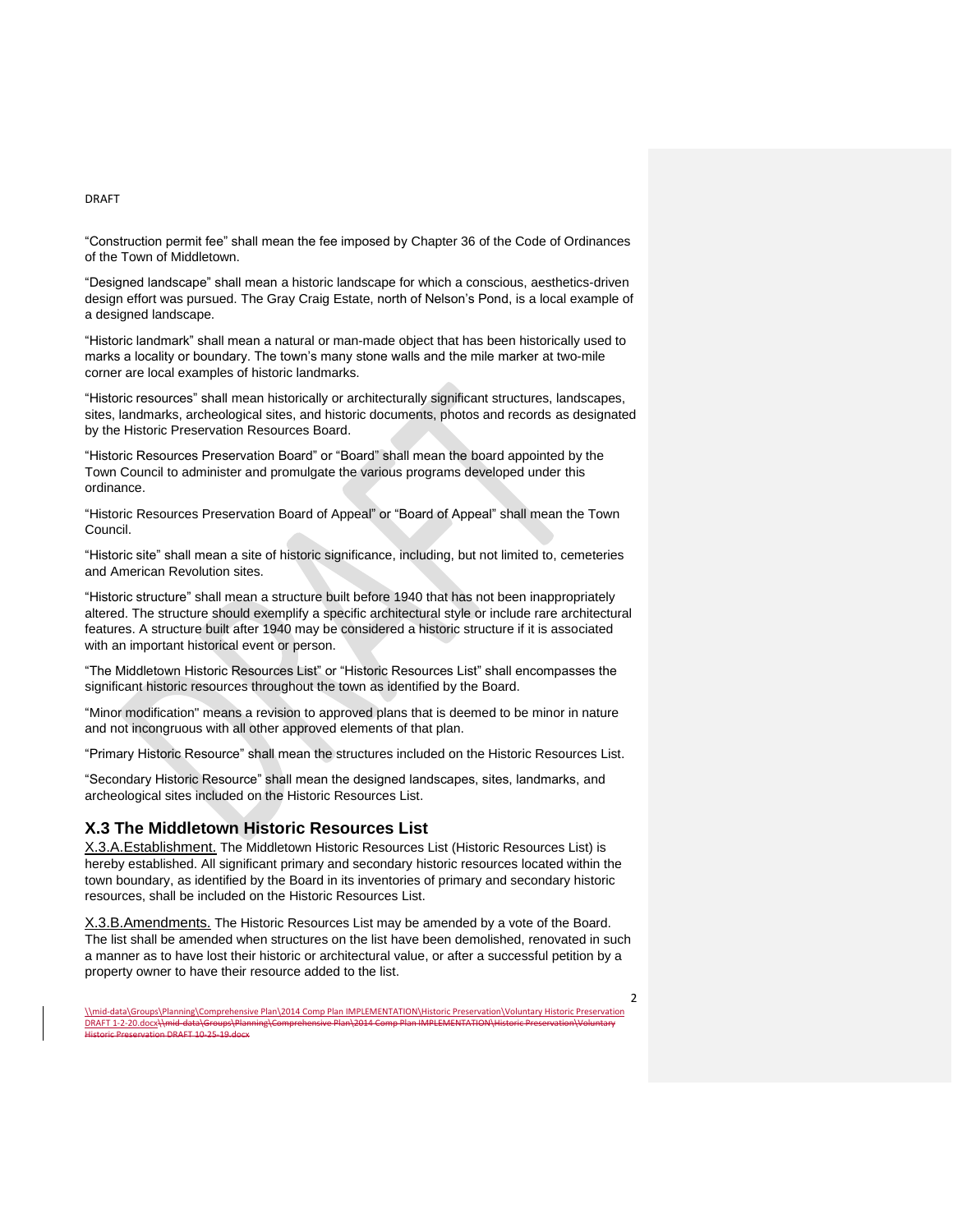"Construction permit fee" shall mean the fee imposed by Chapter 36 of the Code of Ordinances of the Town of Middletown.

"Designed landscape" shall mean a historic landscape for which a conscious, aesthetics-driven design effort was pursued. The Gray Craig Estate, north of Nelson's Pond, is a local example of a designed landscape.

"Historic landmark" shall mean a natural or man-made object that has been historically used to marks a locality or boundary. The town's many stone walls and the mile marker at two-mile corner are local examples of historic landmarks.

"Historic resources" shall mean historically or architecturally significant structures, landscapes, sites, landmarks, archeological sites, and historic documents, photos and records as designated by the Historic Preservation Resources Board.

"Historic Resources Preservation Board" or "Board" shall mean the board appointed by the Town Council to administer and promulgate the various programs developed under this ordinance.

"Historic Resources Preservation Board of Appeal" or "Board of Appeal" shall mean the Town Council.

"Historic site" shall mean a site of historic significance, including, but not limited to, cemeteries and American Revolution sites.

"Historic structure" shall mean a structure built before 1940 that has not been inappropriately altered. The structure should exemplify a specific architectural style or include rare architectural features. A structure built after 1940 may be considered a historic structure if it is associated with an important historical event or person.

"The Middletown Historic Resources List" or "Historic Resources List" shall encompasses the significant historic resources throughout the town as identified by the Board.

"Minor modification" means a revision to approved plans that is deemed to be minor in nature and not incongruous with all other approved elements of that plan.

"Primary Historic Resource" shall mean the structures included on the Historic Resources List.

"Secondary Historic Resource" shall mean the designed landscapes, sites, landmarks, and archeological sites included on the Historic Resources List.

## X.3 The Middletown Historic Resources List

X.3.A.Establishment. The Middletown Historic Resources List (Historic Resources List) is hereby established. All significant primary and secondary historic resources located within the town boundary, as identified by the Board in its inventories of primary and secondary historic resources, shall be included on the Historic Resources List.

X.3.B.Amendments. The Historic Resources List may be amended by a vote of the Board. The list shall be amended when structures on the list have been demolished, renovated in such a manner as to have lost their historic or architectural value, or after a successful petition by a property owner to have their resource added to the list.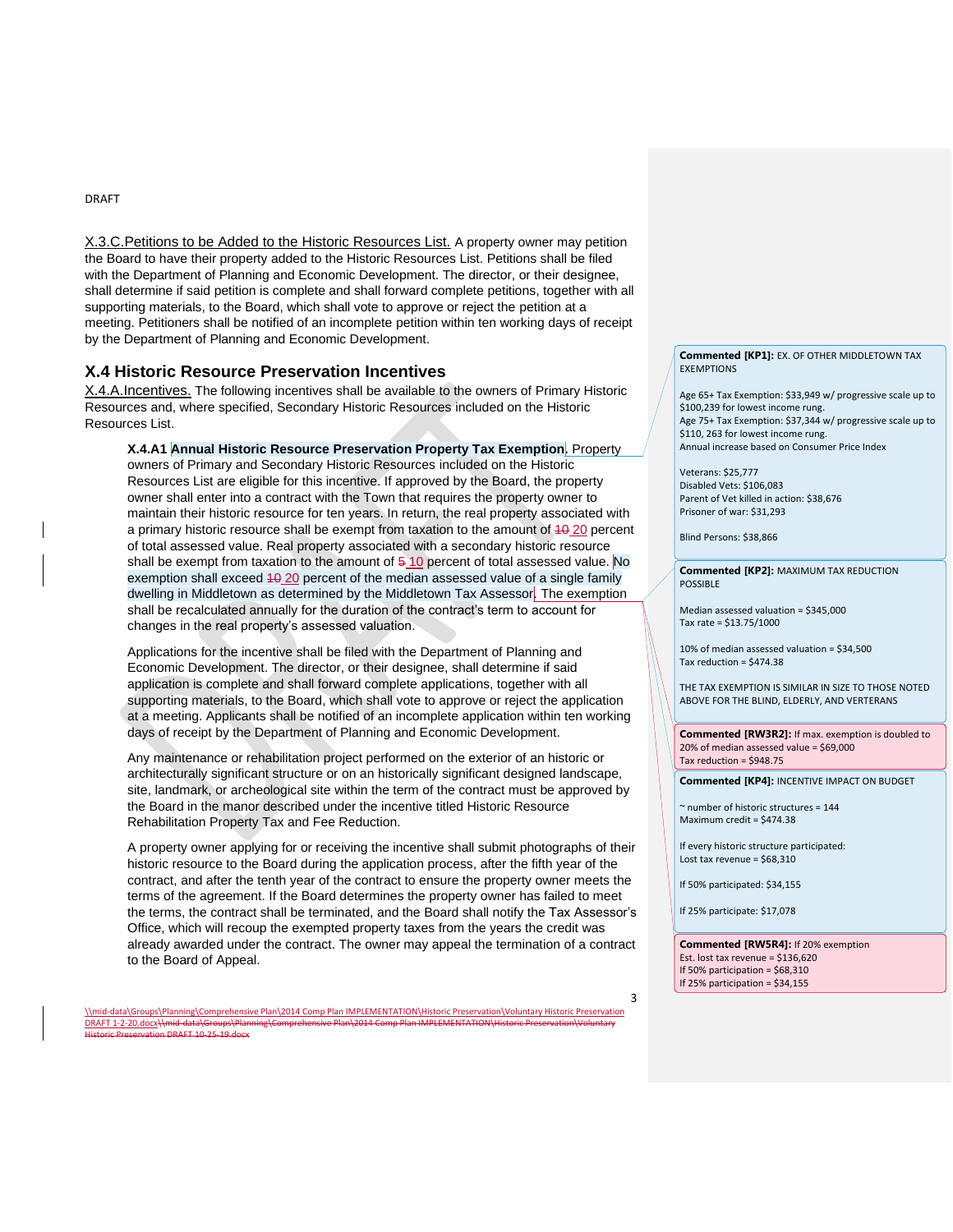DRAFT

X.3.C.Petitions to be Added to the Historic Resources List. A property owner may petition the Board to have their property added to the Historic Resources List. Petitions shall be filed with the Department of Planning and Economic Development. The director, or their designee, shall determine if said petition is complete and shall forward complete petitions, together with all supporting materials, to the Board, which shall vote to approve or reject the petition at a meeting. Petitioners shall be notified of an incomplete petition within ten working days of receipt by the Department of Planning and Economic Development.

## X.4 Historic Resource Preservation Incentives

X.4.A.Incentives. The following incentives shall be available to the owners of Primary Historic Resources and, where specified, Secondary Historic Resources included on the Historic Resources List.

**X.4.A1 Annual Historic Resource Preservation Property Tax Exemption.** Property owners of Primary and Secondary Historic Resources included on the Historic Resources List are eligible for this incentive. If approved by the Board, the property owner shall enter into a contract with the Town that requires the property owner to maintain their historic resource for ten years. In return, the real property associated with a primary historic resource shall be exempt from taxation to the amount of ~~10~~ 20 percent of total assessed value. Real property associated with a secondary historic resource shall be exempt from taxation to the amount of ~~5~~ 10 percent of total assessed value. No exemption shall exceed ~~10~~ 20 percent of the median assessed value of a single family dwelling in Middletown as determined by the Middletown Tax Assessor. The exemption shall be recalculated annually for the duration of the contract's term to account for changes in the real property's assessed valuation.

Applications for the incentive shall be filed with the Department of Planning and Economic Development. The director, or their designee, shall determine if said application is complete and shall forward complete applications, together with all supporting materials, to the Board, which shall vote to approve or reject the application at a meeting. Applicants shall be notified of an incomplete application within ten working days of receipt by the Department of Planning and Economic Development.

Any maintenance or rehabilitation project performed on the exterior of an historic or architecturally significant structure or on an historically significant designed landscape, site, landmark, or archeological site within the term of the contract must be approved by the Board in the manor described under the incentive titled Historic Resource Rehabilitation Property Tax and Fee Reduction.

A property owner applying for or receiving the incentive shall submit photographs of their historic resource to the Board during the application process, after the fifth year of the contract, and after the tenth year of the contract to ensure the property owner meets the terms of the agreement. If the Board determines the property owner has failed to meet the terms, the contract shall be terminated, and the Board shall notify the Tax Assessor's Office, which will recoup the exempted property taxes from the years the credit was already awarded under the contract. The owner may appeal the termination of a contract to the Board of Appeal.

**Commented [KP1]:** EX. OF OTHER MIDDLETOWN TAX EXEMPTIONS

Age 65+ Tax Exemption: $33,949 w/ progressive scale up to $100,239 for lowest income rung.
Age 75+ Tax Exemption: $37,344 w/ progressive scale up to $110, 263 for lowest income rung.
Annual increase based on Consumer Price Index

Veterans: $25,777
Disabled Vets: $106,083
Parent of Vet killed in action: $38,676
Prisoner of war: $31,293

Blind Persons: $38,866

**Commented [KP2]:** MAXIMUM TAX REDUCTION POSSIBLE

Median assessed valuation = $345,000
Tax rate = $13.75/1000

10% of median assessed valuation = $34,500
Tax reduction = $474.38

THE TAX EXEMPTION IS SIMILAR IN SIZE TO THOSE NOTED ABOVE FOR THE BLIND, ELDERLY, AND VERTERANS

**Commented [RW3R2]:** If max. exemption is doubled to 20% of median assessed value = $69,000
Tax reduction = $948.75

**Commented [KP4]:** INCENTIVE IMPACT ON BUDGET

~ number of historic structures = 144
Maximum credit = $474.38

If every historic structure participated:
Lost tax revenue = $68,310

If 50% participated: $34,155

If 25% participate: $17,078

**Commented [RW5R4]:** If 20% exemption
Est. lost tax revenue = $136,620
If 50% participation = $68,310
If 25% participation = $34,155

\\mid-data\Groups\Planning\Comprehensive Plan\2014 Comp Plan IMPLEMENTATION\Historic Preservation\Voluntary Historic Preservation DRAFT 1-2-20.docx~~\\mid-data\Groups\Planning\Comprehensive Plan\2014 Comp Plan IMPLEMENTATION\Historic Preservation\Voluntary Historic Preservation DRAFT 10-25-19.docx~~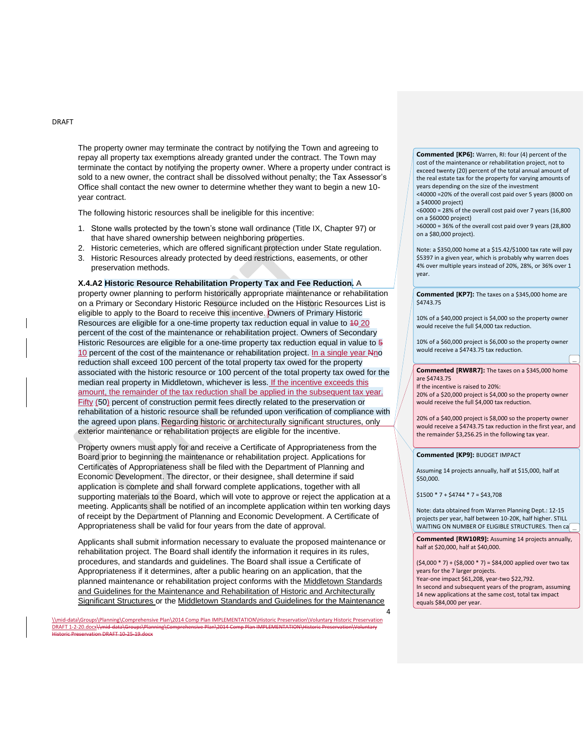The property owner may terminate the contract by notifying the Town and agreeing to repay all property tax exemptions already granted under the contract. The Town may terminate the contact by notifying the property owner. Where a property under contract is sold to a new owner, the contract shall be dissolved without penalty; the Tax Assessor's Office shall contact the new owner to determine whether they want to begin a new 10-year contract.

The following historic resources shall be ineligible for this incentive:

1. Stone walls protected by the town's stone wall ordinance (Title IX, Chapter 97) or that have shared ownership between neighboring properties.
2. Historic cemeteries, which are offered significant protection under State regulation.
3. Historic Resources already protected by deed restrictions, easements, or other preservation methods.

**X.4.A2 Historic Resource Rehabilitation Property Tax and Fee Reduction.** A property owner planning to perform historically appropriate maintenance or rehabilitation on a Primary or Secondary Historic Resource included on the Historic Resources List is eligible to apply to the Board to receive this incentive. Owners of Primary Historic Resources are eligible for a one-time property tax reduction equal in value to ~~10~~ 20 percent of the cost of the maintenance or rehabilitation project. Owners of Secondary Historic Resources are eligible for a one-time property tax reduction equal in value to ~~5~~ 10 percent of the cost of the maintenance or rehabilitation project. In a single year ~~N~~no reduction shall exceed 100 percent of the total property tax owed for the property associated with the historic resource or 100 percent of the total property tax owed for the median real property in Middletown, whichever is less. If the incentive exceeds this amount, the remainder of the tax reduction shall be applied in the subsequent tax year. Fifty (50) percent of construction permit fees directly related to the preservation or rehabilitation of a historic resource shall be refunded upon verification of compliance with the agreed upon plans. Regarding historic or architecturally significant structures, only exterior maintenance or rehabilitation projects are eligible for the incentive.

Property owners must apply for and receive a Certificate of Appropriateness from the Board prior to beginning the maintenance or rehabilitation project. Applications for Certificates of Appropriateness shall be filed with the Department of Planning and Economic Development. The director, or their designee, shall determine if said application is complete and shall forward complete applications, together with all supporting materials to the Board, which will vote to approve or reject the application at a meeting. Applicants shall be notified of an incomplete application within ten working days of receipt by the Department of Planning and Economic Development. A Certificate of Appropriateness shall be valid for four years from the date of approval.

Applicants shall submit information necessary to evaluate the proposed maintenance or rehabilitation project. The Board shall identify the information it requires in its rules, procedures, and standards and guidelines. The Board shall issue a Certificate of Appropriateness if it determines, after a public hearing on an application, that the planned maintenance or rehabilitation project conforms with the Middletown Standards and Guidelines for the Maintenance and Rehabilitation of Historic and Architecturally Significant Structures or the Middletown Standards and Guidelines for the Maintenance

---

**Commented [KP6]:** Warren, RI: four (4) percent of the cost of the maintenance or rehabilitation project, not to exceed twenty (20) percent of the total annual amount of the real estate tax for the property for varying amounts of years depending on the size of the investment
<40000 =20% of the overall cost paid over 5 years (8000 on a $40000 project)
<60000 = 28% of the overall cost paid over 7 years (16,800 on a $60000 project)
>60000 = 36% of the overall cost paid over 9 years (28,800 on a $80,000 project).

Note: a $350,000 home at a $15.42/$1000 tax rate will pay $5397 in a given year, which is probably why warren does 4% over multiple years instead of 20%, 28%, or 36% over 1 year.

**Commented [KP7]:** The taxes on a $345,000 home are $4743.75

10% of a $40,000 project is $4,000 so the property owner would receive the full $4,000 tax reduction.

10% of a $60,000 project is $6,000 so the property owner would receive a $4743.75 tax reduction.

**Commented [RW8R7]:** The taxes on a $345,000 home are $4743.75
If the incentive is raised to 20%:
20% of a $20,000 project is $4,000 so the property owner would receive the full $4,000 tax reduction.

20% of a $40,000 project is $8,000 so the property owner would receive a $4743.75 tax reduction in the first year, and the remainder $3,256.25 in the following tax year.

**Commented [KP9]:** BUDGET IMPACT

Assuming 14 projects annually, half at $15,000, half at $50,000.

$1500 * 7 + $4744 * 7 = $43,708

Note: data obtained from Warren Planning Dept.: 12-15 projects per year, half between 10-20K, half higher. STILL WAITING ON NUMBER OF ELIGIBLE STRUCTURES. Then ca

**Commented [RW10R9]:** Assuming 14 projects annually, half at $20,000, half at $40,000.

($4,000 * 7) + ($8,000 * 7) = $84,000 applied over two tax years for the 7 larger projects.
Year-one impact $61,208, year-two $22,792.
In second and subsequent years of the program, assuming 14 new applications at the same cost, total tax impact equals $84,000 per year.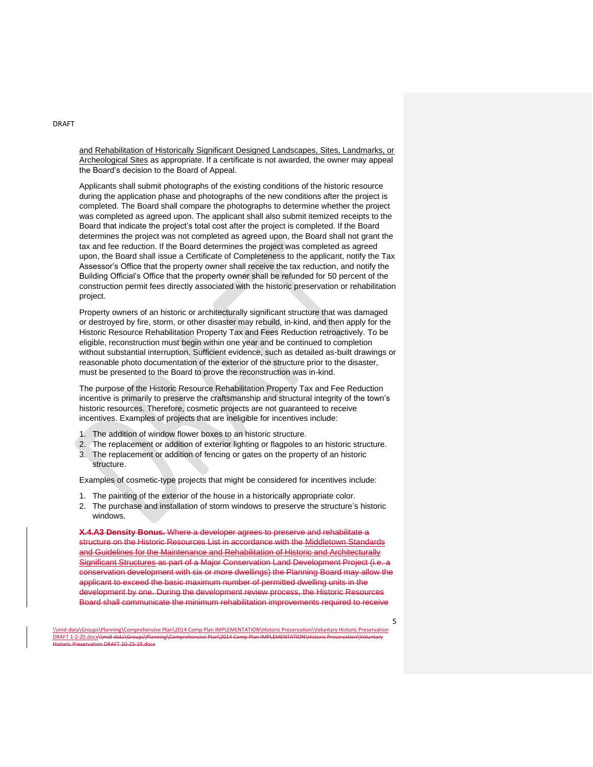and Rehabilitation of Historically Significant Designed Landscapes, Sites, Landmarks, or Archeological Sites as appropriate. If a certificate is not awarded, the owner may appeal the Board's decision to the Board of Appeal.

Applicants shall submit photographs of the existing conditions of the historic resource during the application phase and photographs of the new conditions after the project is completed. The Board shall compare the photographs to determine whether the project was completed as agreed upon. The applicant shall also submit itemized receipts to the Board that indicate the project's total cost after the project is completed. If the Board determines the project was not completed as agreed upon, the Board shall not grant the tax and fee reduction. If the Board determines the project was completed as agreed upon, the Board shall issue a Certificate of Completeness to the applicant, notify the Tax Assessor's Office that the property owner shall receive the tax reduction, and notify the Building Official's Office that the property owner shall be refunded for 50 percent of the construction permit fees directly associated with the historic preservation or rehabilitation project.

Property owners of an historic or architecturally significant structure that was damaged or destroyed by fire, storm, or other disaster may rebuild, in-kind, and then apply for the Historic Resource Rehabilitation Property Tax and Fees Reduction retroactively. To be eligible, reconstruction must begin within one year and be continued to completion without substantial interruption. Sufficient evidence, such as detailed as-built drawings or reasonable photo documentation of the exterior of the structure prior to the disaster, must be presented to the Board to prove the reconstruction was in-kind.

The purpose of the Historic Resource Rehabilitation Property Tax and Fee Reduction incentive is primarily to preserve the craftsmanship and structural integrity of the town's historic resources. Therefore, cosmetic projects are not guaranteed to receive incentives. Examples of projects that are ineligible for incentives include:

1. The addition of window flower boxes to an historic structure.
2. The replacement or addition of exterior lighting or flagpoles to an historic structure.
3. The replacement or addition of fencing or gates on the property of an historic structure.

Examples of cosmetic-type projects that might be considered for incentives include:

1. The painting of the exterior of the house in a historically appropriate color.
2. The purchase and installation of storm windows to preserve the structure's historic windows.

~~**X.4.A3 Density Bonus.** Where a developer agrees to preserve and rehabilitate a structure on the Historic Resources List in accordance with the Middletown Standards and Guidelines for the Maintenance and Rehabilitation of Historic and Architecturally Significant Structures as part of a Major Conservation Land Development Project (i.e. a conservation development with six or more dwellings) the Planning Board may allow the applicant to exceed the basic maximum number of permitted dwelling units in the development by one. During the development review process, the Historic Resources Board shall communicate the minimum rehabilitation improvements required to receive~~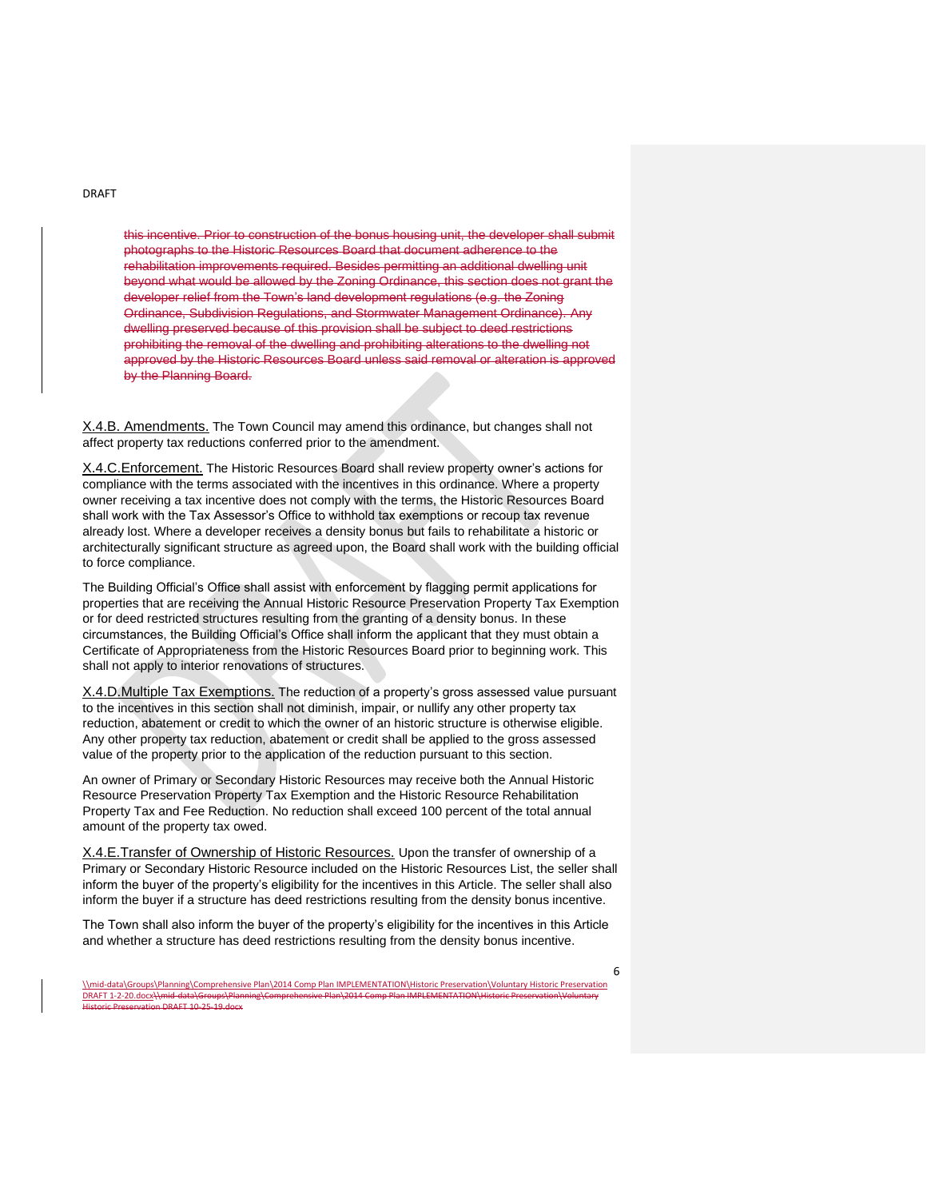~~this incentive. Prior to construction of the bonus housing unit, the developer shall submit photographs to the Historic Resources Board that document adherence to the rehabilitation improvements required. Besides permitting an additional dwelling unit beyond what would be allowed by the Zoning Ordinance, this section does not grant the developer relief from the Town's land development regulations (e.g. the Zoning Ordinance, Subdivision Regulations, and Stormwater Management Ordinance). Any dwelling preserved because of this provision shall be subject to deed restrictions prohibiting the removal of the dwelling and prohibiting alterations to the dwelling not approved by the Historic Resources Board unless said removal or alteration is approved by the Planning Board.~~

X.4.B. Amendments. The Town Council may amend this ordinance, but changes shall not affect property tax reductions conferred prior to the amendment.

X.4.C.Enforcement. The Historic Resources Board shall review property owner's actions for compliance with the terms associated with the incentives in this ordinance. Where a property owner receiving a tax incentive does not comply with the terms, the Historic Resources Board shall work with the Tax Assessor's Office to withhold tax exemptions or recoup tax revenue already lost. Where a developer receives a density bonus but fails to rehabilitate a historic or architecturally significant structure as agreed upon, the Board shall work with the building official to force compliance.

The Building Official's Office shall assist with enforcement by flagging permit applications for properties that are receiving the Annual Historic Resource Preservation Property Tax Exemption or for deed restricted structures resulting from the granting of a density bonus. In these circumstances, the Building Official's Office shall inform the applicant that they must obtain a Certificate of Appropriateness from the Historic Resources Board prior to beginning work. This shall not apply to interior renovations of structures.

X.4.D.Multiple Tax Exemptions. The reduction of a property's gross assessed value pursuant to the incentives in this section shall not diminish, impair, or nullify any other property tax reduction, abatement or credit to which the owner of an historic structure is otherwise eligible. Any other property tax reduction, abatement or credit shall be applied to the gross assessed value of the property prior to the application of the reduction pursuant to this section.

An owner of Primary or Secondary Historic Resources may receive both the Annual Historic Resource Preservation Property Tax Exemption and the Historic Resource Rehabilitation Property Tax and Fee Reduction. No reduction shall exceed 100 percent of the total annual amount of the property tax owed.

X.4.E.Transfer of Ownership of Historic Resources. Upon the transfer of ownership of a Primary or Secondary Historic Resource included on the Historic Resources List, the seller shall inform the buyer of the property's eligibility for the incentives in this Article. The seller shall also inform the buyer if a structure has deed restrictions resulting from the density bonus incentive.

The Town shall also inform the buyer of the property's eligibility for the incentives in this Article and whether a structure has deed restrictions resulting from the density bonus incentive.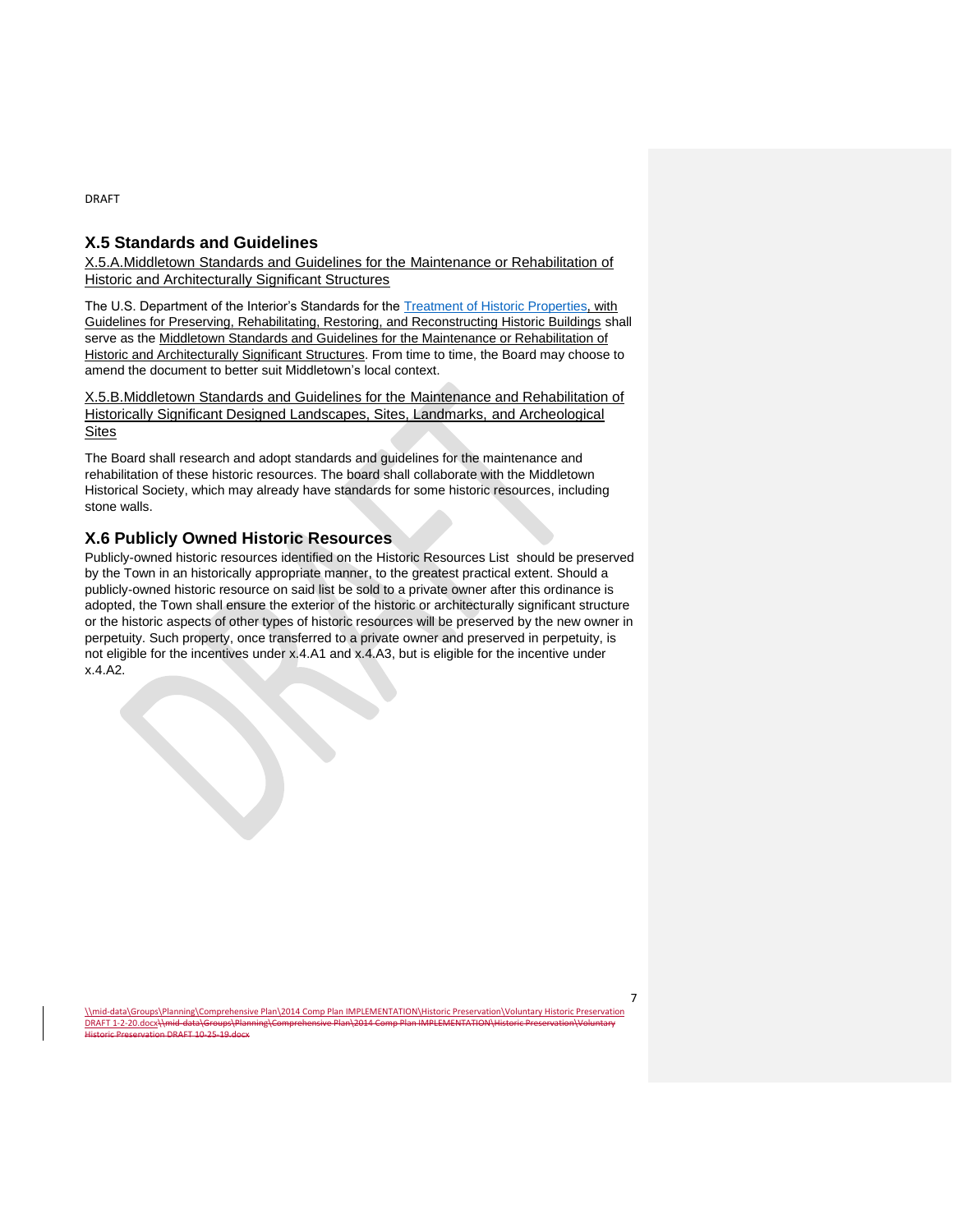## X.5 Standards and Guidelines

### X.5.A. Middletown Standards and Guidelines for the Maintenance or Rehabilitation of Historic and Architecturally Significant Structures

The U.S. Department of the Interior's Standards for the Treatment of Historic Properties, with Guidelines for Preserving, Rehabilitating, Restoring, and Reconstructing Historic Buildings shall serve as the Middletown Standards and Guidelines for the Maintenance or Rehabilitation of Historic and Architecturally Significant Structures. From time to time, the Board may choose to amend the document to better suit Middletown's local context.

### X.5.B. Middletown Standards and Guidelines for the Maintenance and Rehabilitation of Historically Significant Designed Landscapes, Sites, Landmarks, and Archeological Sites

The Board shall research and adopt standards and guidelines for the maintenance and rehabilitation of these historic resources. The board shall collaborate with the Middletown Historical Society, which may already have standards for some historic resources, including stone walls.

## X.6 Publicly Owned Historic Resources

Publicly-owned historic resources identified on the Historic Resources List should be preserved by the Town in an historically appropriate manner, to the greatest practical extent. Should a publicly-owned historic resource on said list be sold to a private owner after this ordinance is adopted, the Town shall ensure the exterior of the historic or architecturally significant structure or the historic aspects of other types of historic resources will be preserved by the new owner in perpetuity. Such property, once transferred to a private owner and preserved in perpetuity, is not eligible for the incentives under x.4.A1 and x.4.A3, but is eligible for the incentive under x.4.A2.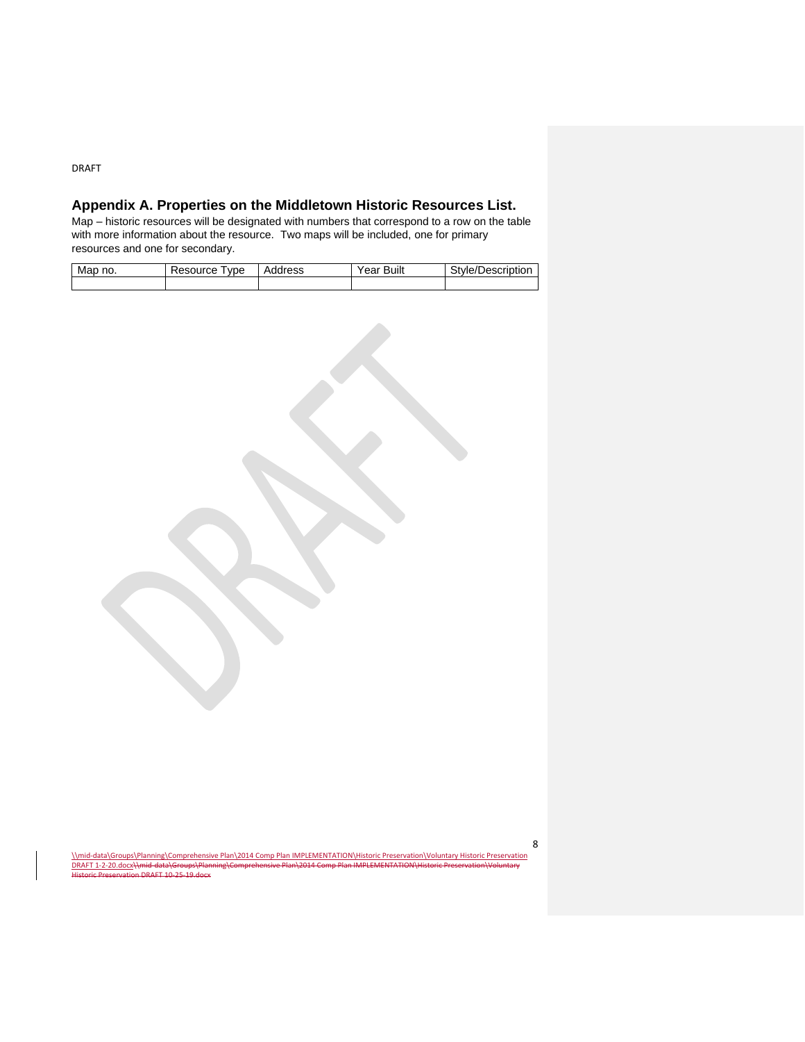## Appendix A. Properties on the Middletown Historic Resources List.

Map – historic resources will be designated with numbers that correspond to a row on the table with more information about the resource. Two maps will be included, one for primary resources and one for secondary.

| Map no. | Resource Type | Address | Year Built | Style/Description |
|---|---|---|---|---|
| | | | | |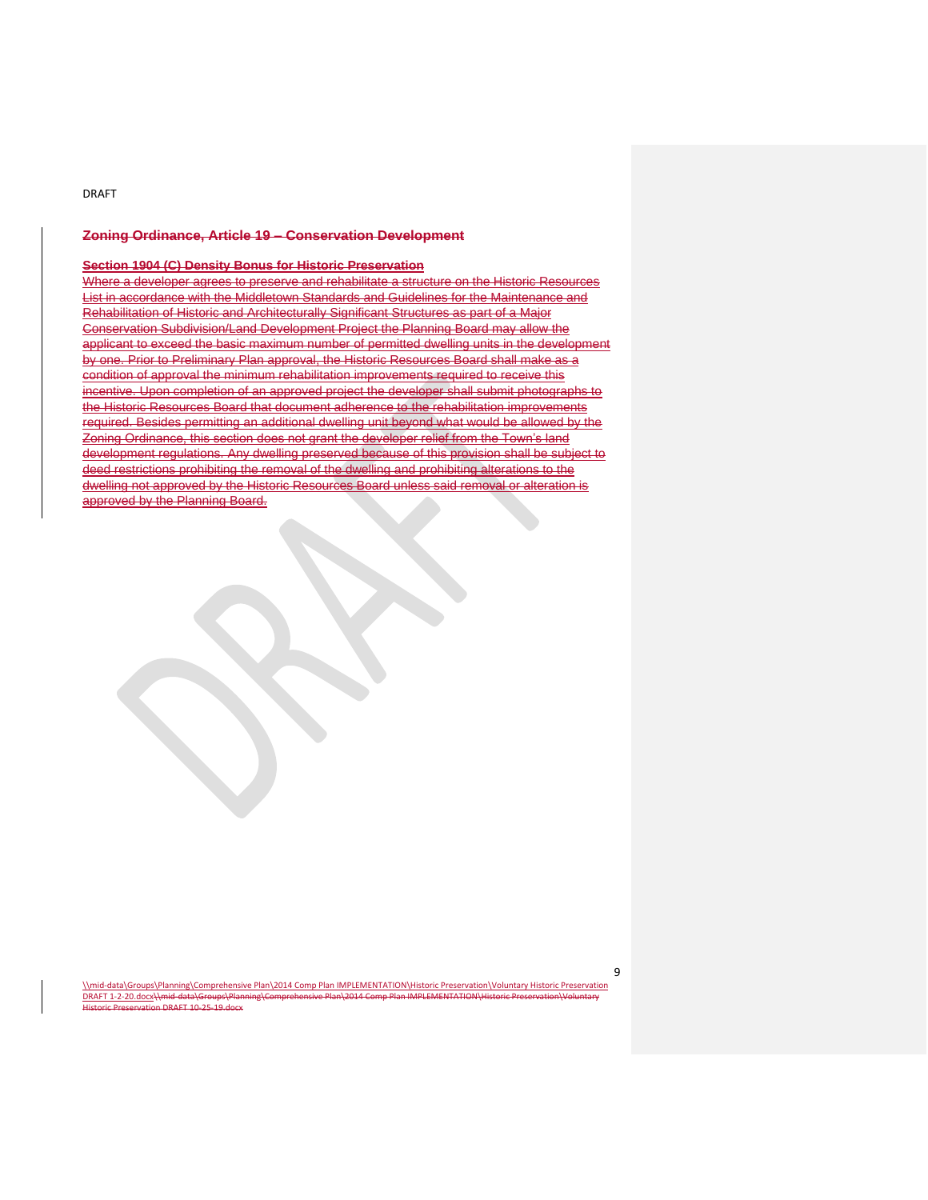DRAFT

## Zoning Ordinance, Article 19 – Conservation Development

### Section 1904 (C) Density Bonus for Historic Preservation

Where a developer agrees to preserve and rehabilitate a structure on the Historic Resources List in accordance with the Middletown Standards and Guidelines for the Maintenance and Rehabilitation of Historic and Architecturally Significant Structures as part of a Major Conservation Subdivision/Land Development Project the Planning Board may allow the applicant to exceed the basic maximum number of permitted dwelling units in the development by one. Prior to Preliminary Plan approval, the Historic Resources Board shall make as a condition of approval the minimum rehabilitation improvements required to receive this incentive. Upon completion of an approved project the developer shall submit photographs to the Historic Resources Board that document adherence to the rehabilitation improvements required. Besides permitting an additional dwelling unit beyond what would be allowed by the Zoning Ordinance, this section does not grant the developer relief from the Town's land development regulations. Any dwelling preserved because of this provision shall be subject to deed restrictions prohibiting the removal of the dwelling and prohibiting alterations to the dwelling not approved by the Historic Resources Board unless said removal or alteration is approved by the Planning Board.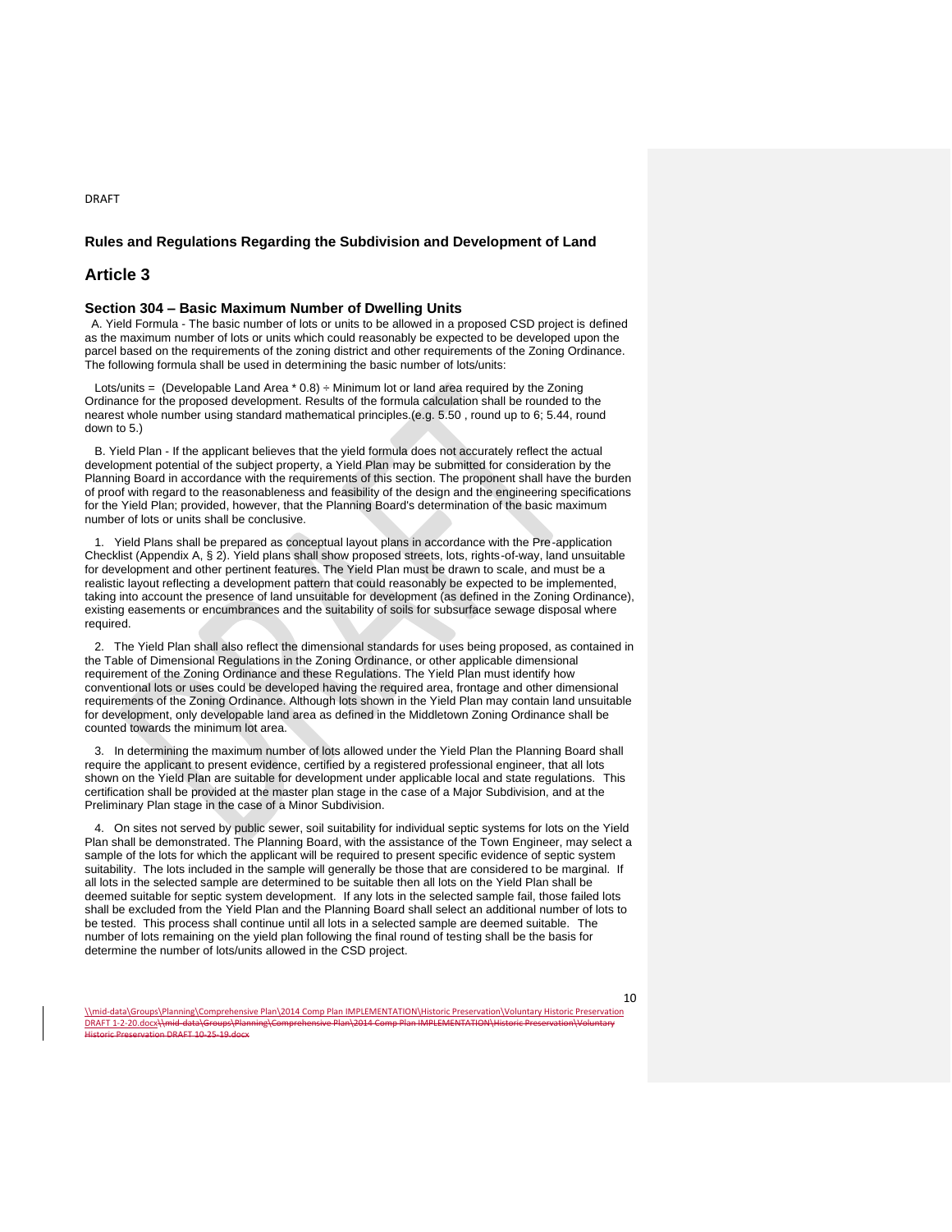DRAFT

## Rules and Regulations Regarding the Subdivision and Development of Land

# Article 3

### Section 304 – Basic Maximum Number of Dwelling Units

A. Yield Formula - The basic number of lots or units to be allowed in a proposed CSD project is defined as the maximum number of lots or units which could reasonably be expected to be developed upon the parcel based on the requirements of the zoning district and other requirements of the Zoning Ordinance. The following formula shall be used in determining the basic number of lots/units:

Lots/units = (Developable Land Area * 0.8) ÷ Minimum lot or land area required by the Zoning Ordinance for the proposed development. Results of the formula calculation shall be rounded to the nearest whole number using standard mathematical principles.(e.g. 5.50 , round up to 6; 5.44, round down to 5.)

B. Yield Plan - If the applicant believes that the yield formula does not accurately reflect the actual development potential of the subject property, a Yield Plan may be submitted for consideration by the Planning Board in accordance with the requirements of this section. The proponent shall have the burden of proof with regard to the reasonableness and feasibility of the design and the engineering specifications for the Yield Plan; provided, however, that the Planning Board's determination of the basic maximum number of lots or units shall be conclusive.

1. Yield Plans shall be prepared as conceptual layout plans in accordance with the Pre-application Checklist (Appendix A, § 2). Yield plans shall show proposed streets, lots, rights-of-way, land unsuitable for development and other pertinent features. The Yield Plan must be drawn to scale, and must be a realistic layout reflecting a development pattern that could reasonably be expected to be implemented, taking into account the presence of land unsuitable for development (as defined in the Zoning Ordinance), existing easements or encumbrances and the suitability of soils for subsurface sewage disposal where required.

2. The Yield Plan shall also reflect the dimensional standards for uses being proposed, as contained in the Table of Dimensional Regulations in the Zoning Ordinance, or other applicable dimensional requirement of the Zoning Ordinance and these Regulations. The Yield Plan must identify how conventional lots or uses could be developed having the required area, frontage and other dimensional requirements of the Zoning Ordinance. Although lots shown in the Yield Plan may contain land unsuitable for development, only developable land area as defined in the Middletown Zoning Ordinance shall be counted towards the minimum lot area.

3. In determining the maximum number of lots allowed under the Yield Plan the Planning Board shall require the applicant to present evidence, certified by a registered professional engineer, that all lots shown on the Yield Plan are suitable for development under applicable local and state regulations. This certification shall be provided at the master plan stage in the case of a Major Subdivision, and at the Preliminary Plan stage in the case of a Minor Subdivision.

4. On sites not served by public sewer, soil suitability for individual septic systems for lots on the Yield Plan shall be demonstrated. The Planning Board, with the assistance of the Town Engineer, may select a sample of the lots for which the applicant will be required to present specific evidence of septic system suitability. The lots included in the sample will generally be those that are considered to be marginal. If all lots in the selected sample are determined to be suitable then all lots on the Yield Plan shall be deemed suitable for septic system development. If any lots in the selected sample fail, those failed lots shall be excluded from the Yield Plan and the Planning Board shall select an additional number of lots to be tested. This process shall continue until all lots in a selected sample are deemed suitable. The number of lots remaining on the yield plan following the final round of testing shall be the basis for determine the number of lots/units allowed in the CSD project.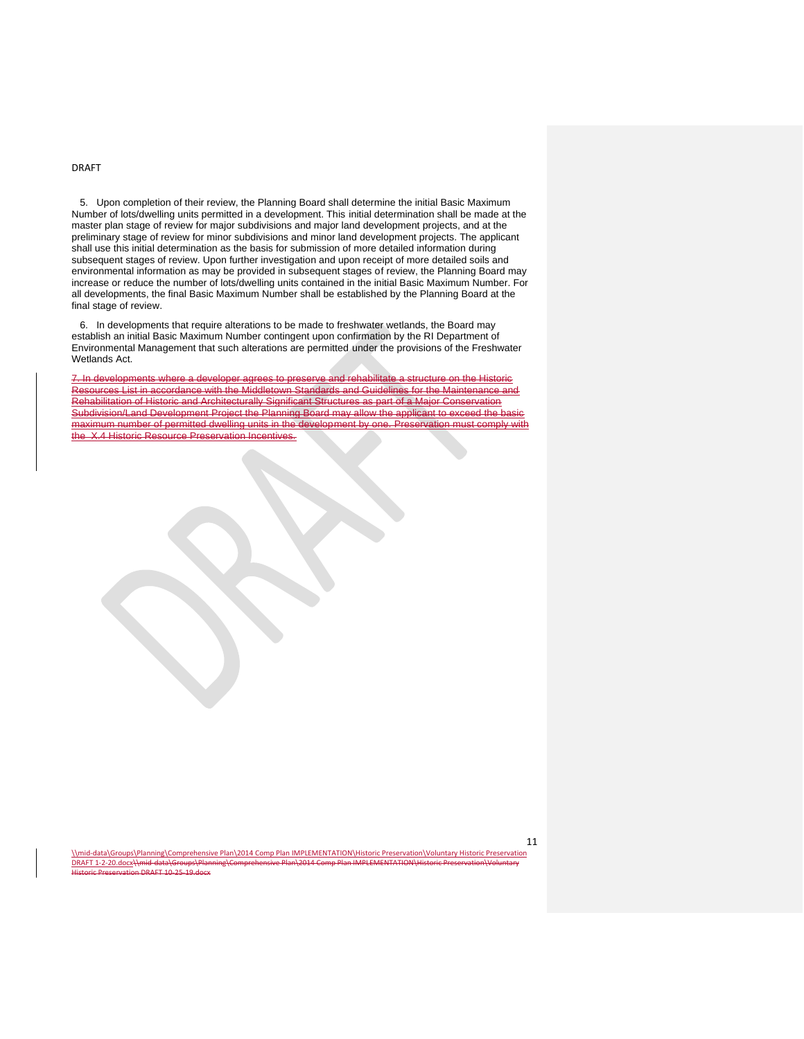5. Upon completion of their review, the Planning Board shall determine the initial Basic Maximum Number of lots/dwelling units permitted in a development. This initial determination shall be made at the master plan stage of review for major subdivisions and major land development projects, and at the preliminary stage of review for minor subdivisions and minor land development projects. The applicant shall use this initial determination as the basis for submission of more detailed information during subsequent stages of review. Upon further investigation and upon receipt of more detailed soils and environmental information as may be provided in subsequent stages of review, the Planning Board may increase or reduce the number of lots/dwelling units contained in the initial Basic Maximum Number. For all developments, the final Basic Maximum Number shall be established by the Planning Board at the final stage of review.

6. In developments that require alterations to be made to freshwater wetlands, the Board may establish an initial Basic Maximum Number contingent upon confirmation by the RI Department of Environmental Management that such alterations are permitted under the provisions of the Freshwater Wetlands Act.

~~7. In developments where a developer agrees to preserve and rehabilitate a structure on the Historic Resources List in accordance with the Middletown Standards and Guidelines for the Maintenance and Rehabilitation of Historic and Architecturally Significant Structures as part of a Major Conservation Subdivision/Land Development Project the Planning Board may allow the applicant to exceed the basic maximum number of permitted dwelling units in the development by one. Preservation must comply with the X.4 Historic Resource Preservation Incentives.~~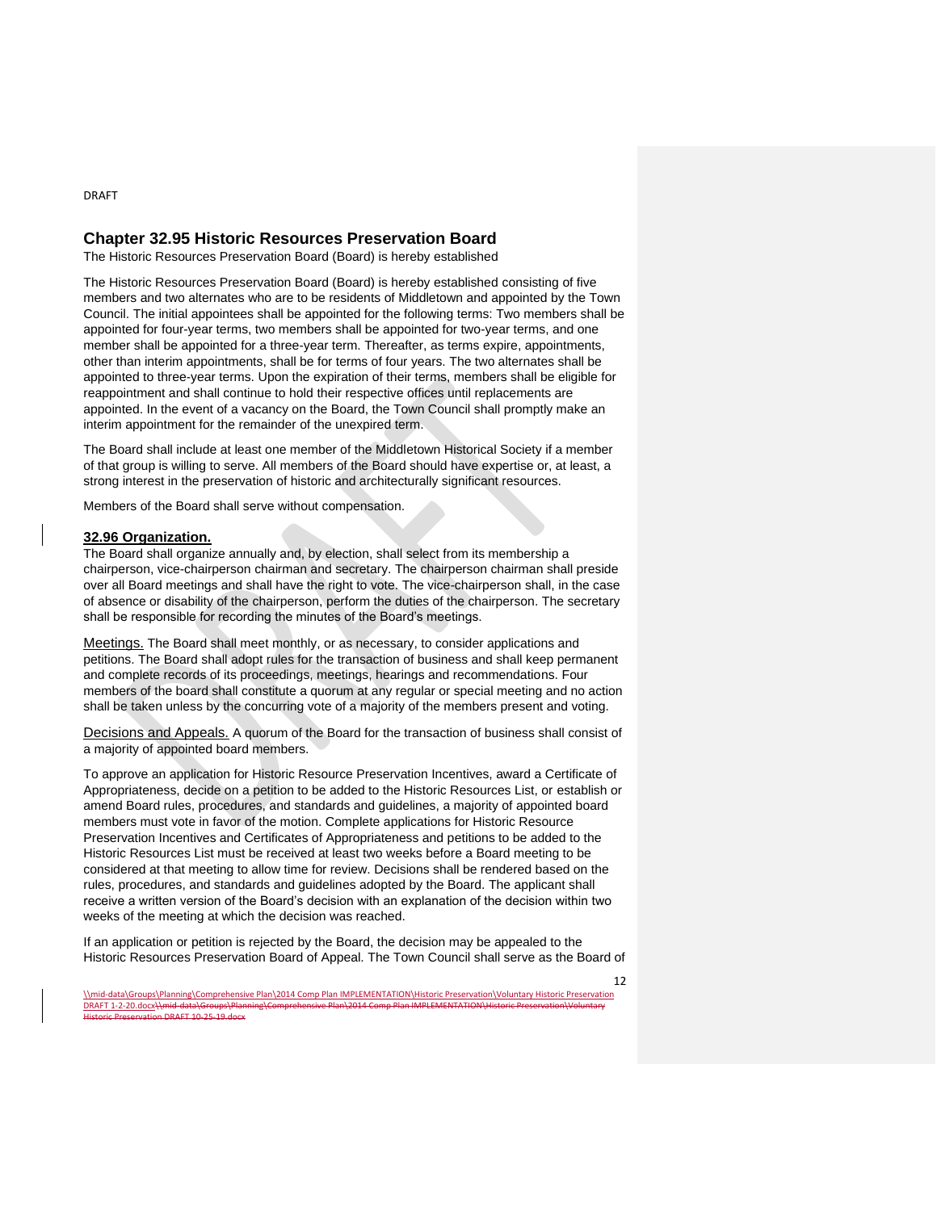DRAFT

## Chapter 32.95 Historic Resources Preservation Board

The Historic Resources Preservation Board (Board) is hereby established

The Historic Resources Preservation Board (Board) is hereby established consisting of five members and two alternates who are to be residents of Middletown and appointed by the Town Council. The initial appointees shall be appointed for the following terms: Two members shall be appointed for four-year terms, two members shall be appointed for two-year terms, and one member shall be appointed for a three-year term. Thereafter, as terms expire, appointments, other than interim appointments, shall be for terms of four years. The two alternates shall be appointed to three-year terms. Upon the expiration of their terms, members shall be eligible for reappointment and shall continue to hold their respective offices until replacements are appointed. In the event of a vacancy on the Board, the Town Council shall promptly make an interim appointment for the remainder of the unexpired term.

The Board shall include at least one member of the Middletown Historical Society if a member of that group is willing to serve. All members of the Board should have expertise or, at least, a strong interest in the preservation of historic and architecturally significant resources.

Members of the Board shall serve without compensation.

### 32.96 Organization.

The Board shall organize annually and, by election, shall select from its membership a chairperson, vice-chairperson chairman and secretary. The chairperson chairman shall preside over all Board meetings and shall have the right to vote. The vice-chairperson shall, in the case of absence or disability of the chairperson, perform the duties of the chairperson. The secretary shall be responsible for recording the minutes of the Board's meetings.

Meetings. The Board shall meet monthly, or as necessary, to consider applications and petitions. The Board shall adopt rules for the transaction of business and shall keep permanent and complete records of its proceedings, meetings, hearings and recommendations. Four members of the board shall constitute a quorum at any regular or special meeting and no action shall be taken unless by the concurring vote of a majority of the members present and voting.

Decisions and Appeals. A quorum of the Board for the transaction of business shall consist of a majority of appointed board members.

To approve an application for Historic Resource Preservation Incentives, award a Certificate of Appropriateness, decide on a petition to be added to the Historic Resources List, or establish or amend Board rules, procedures, and standards and guidelines, a majority of appointed board members must vote in favor of the motion. Complete applications for Historic Resource Preservation Incentives and Certificates of Appropriateness and petitions to be added to the Historic Resources List must be received at least two weeks before a Board meeting to be considered at that meeting to allow time for review. Decisions shall be rendered based on the rules, procedures, and standards and guidelines adopted by the Board. The applicant shall receive a written version of the Board's decision with an explanation of the decision within two weeks of the meeting at which the decision was reached.

If an application or petition is rejected by the Board, the decision may be appealed to the Historic Resources Preservation Board of Appeal. The Town Council shall serve as the Board of

\\mid-data\Groups\Planning\Comprehensive Plan\2014 Comp Plan IMPLEMENTATION\Historic Preservation\Voluntary Historic Preservation DRAFT 1-2-20.docx\\mid-data\Groups\Planning\Comprehensive Plan\2014 Comp Plan IMPLEMENTATION\Historic Preservation\Voluntary Historic Preservation DRAFT 10-25-19.docx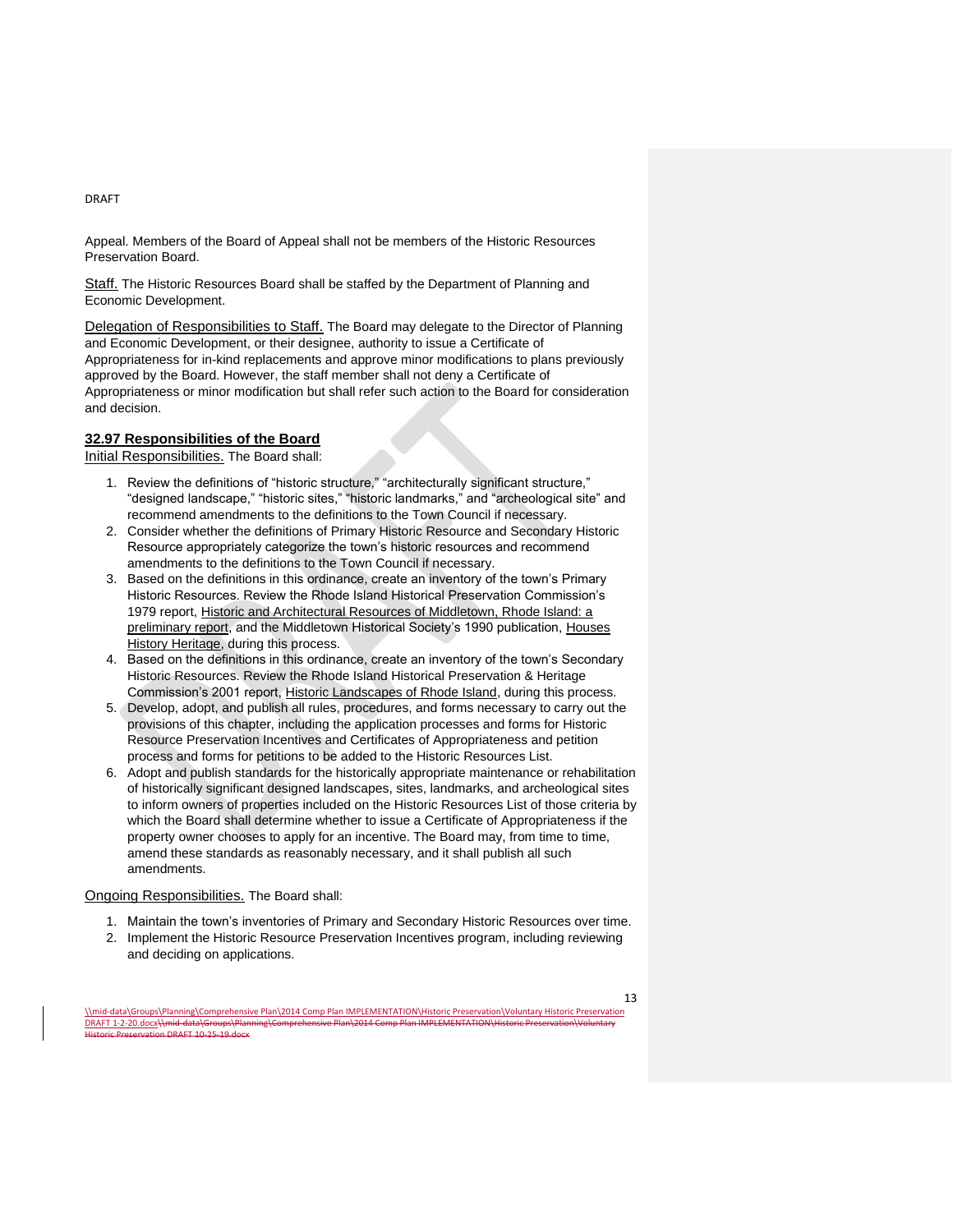Appeal. Members of the Board of Appeal shall not be members of the Historic Resources Preservation Board.

Staff. The Historic Resources Board shall be staffed by the Department of Planning and Economic Development.

Delegation of Responsibilities to Staff. The Board may delegate to the Director of Planning and Economic Development, or their designee, authority to issue a Certificate of Appropriateness for in-kind replacements and approve minor modifications to plans previously approved by the Board. However, the staff member shall not deny a Certificate of Appropriateness or minor modification but shall refer such action to the Board for consideration and decision.

## 32.97 Responsibilities of the Board

Initial Responsibilities. The Board shall:

1. Review the definitions of "historic structure," "architecturally significant structure," "designed landscape," "historic sites," "historic landmarks," and "archeological site" and recommend amendments to the definitions to the Town Council if necessary.
2. Consider whether the definitions of Primary Historic Resource and Secondary Historic Resource appropriately categorize the town's historic resources and recommend amendments to the definitions to the Town Council if necessary.
3. Based on the definitions in this ordinance, create an inventory of the town's Primary Historic Resources. Review the Rhode Island Historical Preservation Commission's 1979 report, Historic and Architectural Resources of Middletown, Rhode Island: a preliminary report, and the Middletown Historical Society's 1990 publication, Houses History Heritage, during this process.
4. Based on the definitions in this ordinance, create an inventory of the town's Secondary Historic Resources. Review the Rhode Island Historical Preservation & Heritage Commission's 2001 report, Historic Landscapes of Rhode Island, during this process.
5. Develop, adopt, and publish all rules, procedures, and forms necessary to carry out the provisions of this chapter, including the application processes and forms for Historic Resource Preservation Incentives and Certificates of Appropriateness and petition process and forms for petitions to be added to the Historic Resources List.
6. Adopt and publish standards for the historically appropriate maintenance or rehabilitation of historically significant designed landscapes, sites, landmarks, and archeological sites to inform owners of properties included on the Historic Resources List of those criteria by which the Board shall determine whether to issue a Certificate of Appropriateness if the property owner chooses to apply for an incentive. The Board may, from time to time, amend these standards as reasonably necessary, and it shall publish all such amendments.

Ongoing Responsibilities. The Board shall:

1. Maintain the town's inventories of Primary and Secondary Historic Resources over time.
2. Implement the Historic Resource Preservation Incentives program, including reviewing and deciding on applications.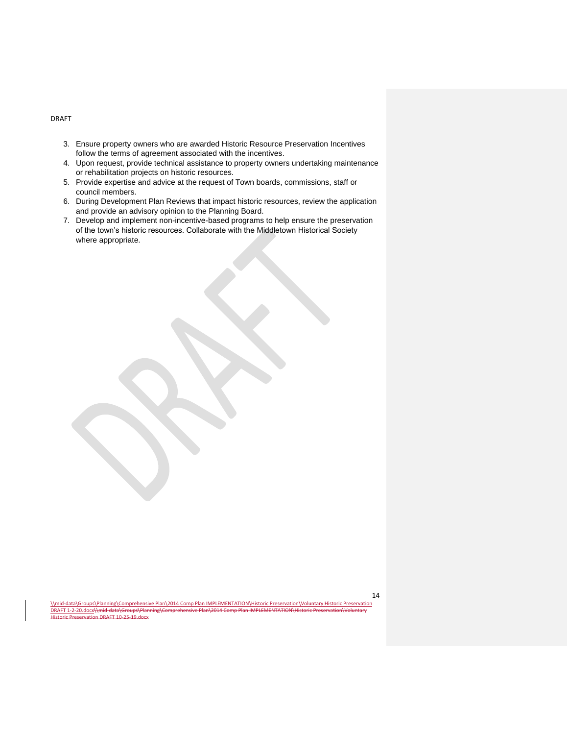3. Ensure property owners who are awarded Historic Resource Preservation Incentives follow the terms of agreement associated with the incentives.
4. Upon request, provide technical assistance to property owners undertaking maintenance or rehabilitation projects on historic resources.
5. Provide expertise and advice at the request of Town boards, commissions, staff or council members.
6. During Development Plan Reviews that impact historic resources, review the application and provide an advisory opinion to the Planning Board.
7. Develop and implement non-incentive-based programs to help ensure the preservation of the town's historic resources. Collaborate with the Middletown Historical Society where appropriate.